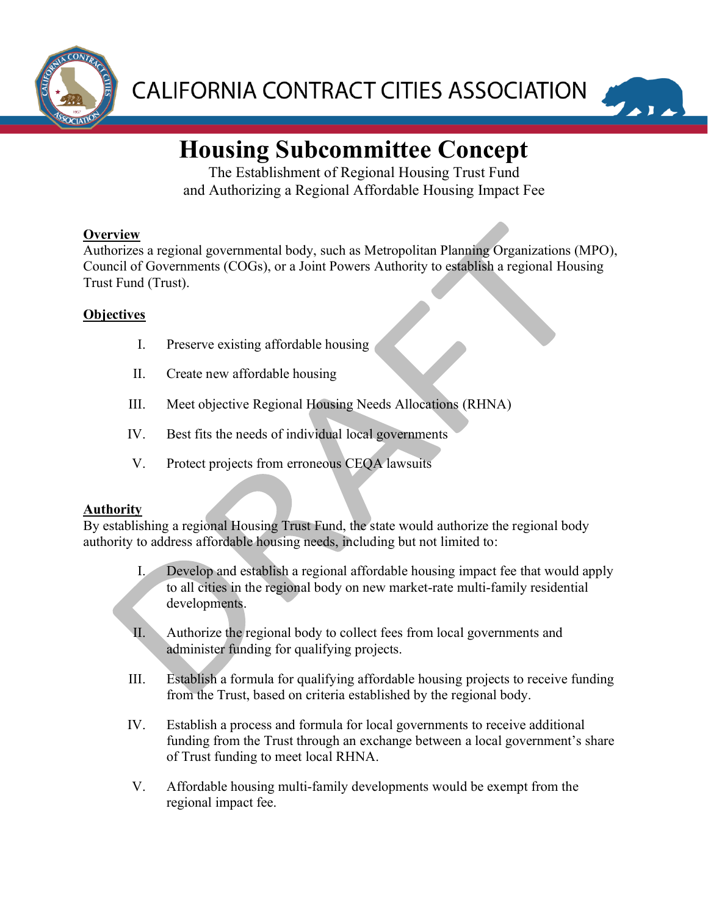# CALIFORNIA CONTRACT CITIES ASSOCIATION

## Housing Subcommittee Concept

The Establishment of Regional Housing Trust Fund
and Authorizing a Regional Affordable Housing Impact Fee

**Overview**

Authorizes a regional governmental body, such as Metropolitan Planning Organizations (MPO), Council of Governments (COGs), or a Joint Powers Authority to establish a regional Housing Trust Fund (Trust).

**Objectives**

I. Preserve existing affordable housing

II. Create new affordable housing

III. Meet objective Regional Housing Needs Allocations (RHNA)

IV. Best fits the needs of individual local governments

V. Protect projects from erroneous CEQA lawsuits

**Authority**

By establishing a regional Housing Trust Fund, the state would authorize the regional body authority to address affordable housing needs, including but not limited to:

I. Develop and establish a regional affordable housing impact fee that would apply to all cities in the regional body on new market-rate multi-family residential developments.

II. Authorize the regional body to collect fees from local governments and administer funding for qualifying projects.

III. Establish a formula for qualifying affordable housing projects to receive funding from the Trust, based on criteria established by the regional body.

IV. Establish a process and formula for local governments to receive additional funding from the Trust through an exchange between a local government's share of Trust funding to meet local RHNA.

V. Affordable housing multi-family developments would be exempt from the regional impact fee.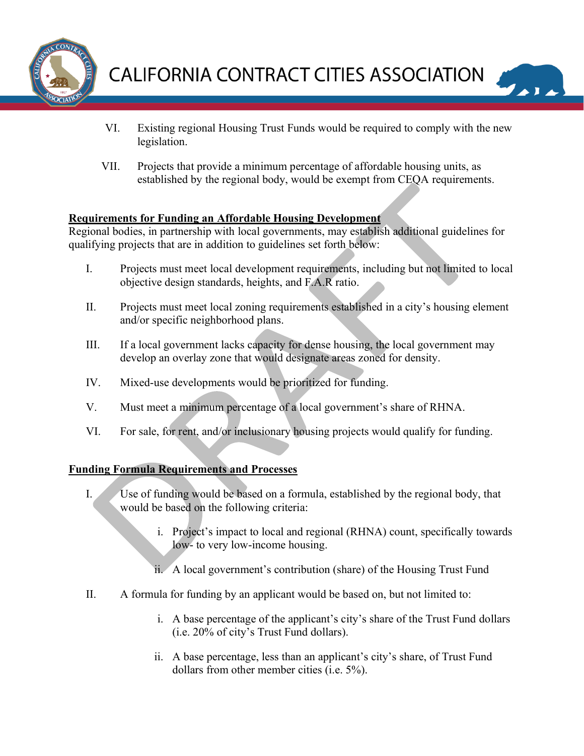VI. Existing regional Housing Trust Funds would be required to comply with the new legislation.

VII. Projects that provide a minimum percentage of affordable housing units, as established by the regional body, would be exempt from CEQA requirements.

**Requirements for Funding an Affordable Housing Development**

Regional bodies, in partnership with local governments, may establish additional guidelines for qualifying projects that are in addition to guidelines set forth below:

I. Projects must meet local development requirements, including but not limited to local objective design standards, heights, and F.A.R ratio.

II. Projects must meet local zoning requirements established in a city's housing element and/or specific neighborhood plans.

III. If a local government lacks capacity for dense housing, the local government may develop an overlay zone that would designate areas zoned for density.

IV. Mixed-use developments would be prioritized for funding.

V. Must meet a minimum percentage of a local government's share of RHNA.

VI. For sale, for rent, and/or inclusionary housing projects would qualify for funding.

**Funding Formula Requirements and Processes**

I. Use of funding would be based on a formula, established by the regional body, that would be based on the following criteria:

  i. Project's impact to local and regional (RHNA) count, specifically towards low- to very low-income housing.

  ii. A local government's contribution (share) of the Housing Trust Fund

II. A formula for funding by an applicant would be based on, but not limited to:

  i. A base percentage of the applicant's city's share of the Trust Fund dollars (i.e. 20% of city's Trust Fund dollars).

  ii. A base percentage, less than an applicant's city's share, of Trust Fund dollars from other member cities (i.e. 5%).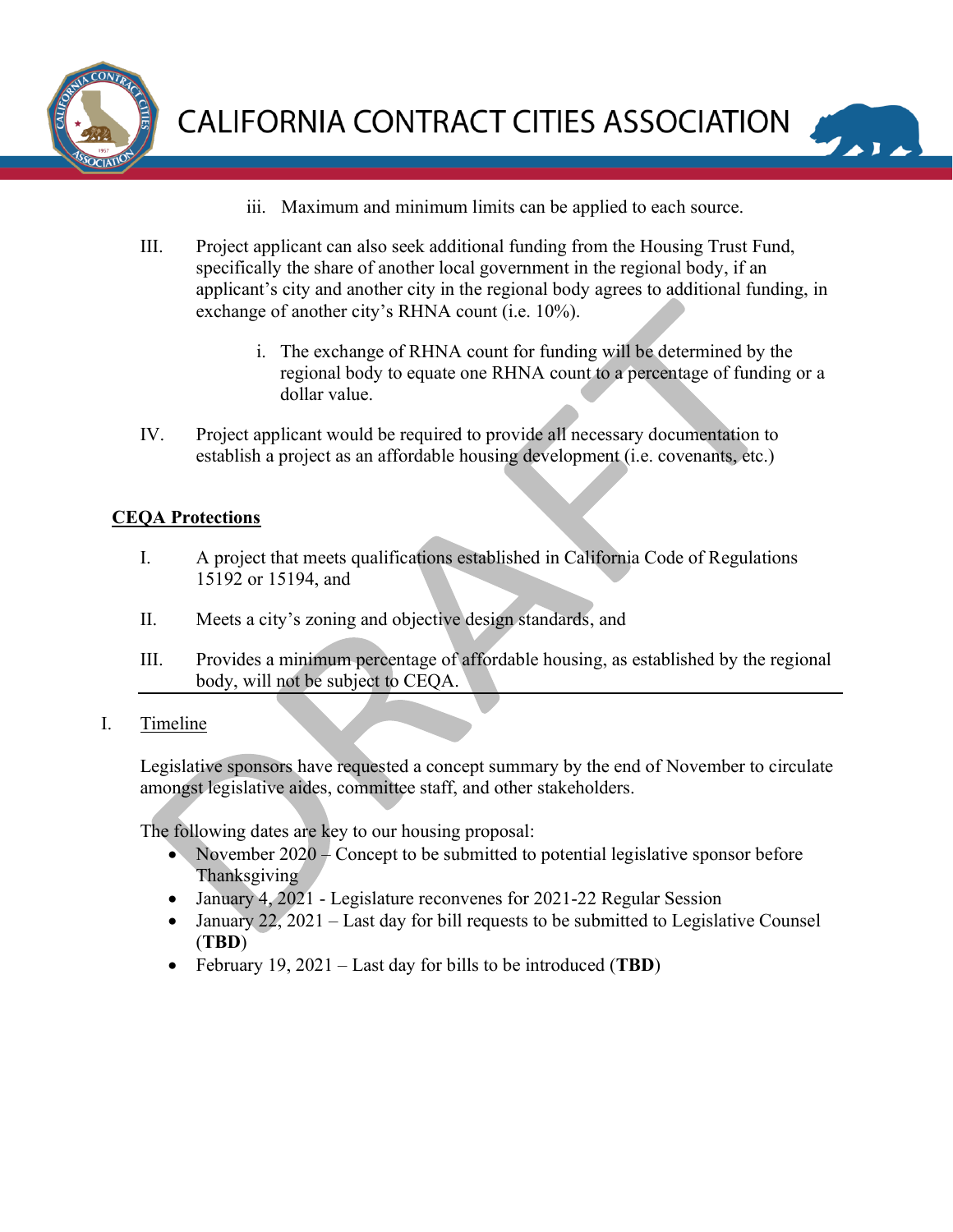iii. Maximum and minimum limits can be applied to each source.

III. Project applicant can also seek additional funding from the Housing Trust Fund, specifically the share of another local government in the regional body, if an applicant's city and another city in the regional body agrees to additional funding, in exchange of another city's RHNA count (i.e. 10%).

   i. The exchange of RHNA count for funding will be determined by the regional body to equate one RHNA count to a percentage of funding or a dollar value.

IV. Project applicant would be required to provide all necessary documentation to establish a project as an affordable housing development (i.e. covenants, etc.)

**CEQA Protections**

I. A project that meets qualifications established in California Code of Regulations 15192 or 15194, and

II. Meets a city's zoning and objective design standards, and

III. Provides a minimum percentage of affordable housing, as established by the regional body, will not be subject to CEQA.

---

I. Timeline

Legislative sponsors have requested a concept summary by the end of November to circulate amongst legislative aides, committee staff, and other stakeholders.

The following dates are key to our housing proposal:

- November 2020 – Concept to be submitted to potential legislative sponsor before Thanksgiving
- January 4, 2021 - Legislature reconvenes for 2021-22 Regular Session
- January 22, 2021 – Last day for bill requests to be submitted to Legislative Counsel (**TBD**)
- February 19, 2021 – Last day for bills to be introduced (**TBD**)